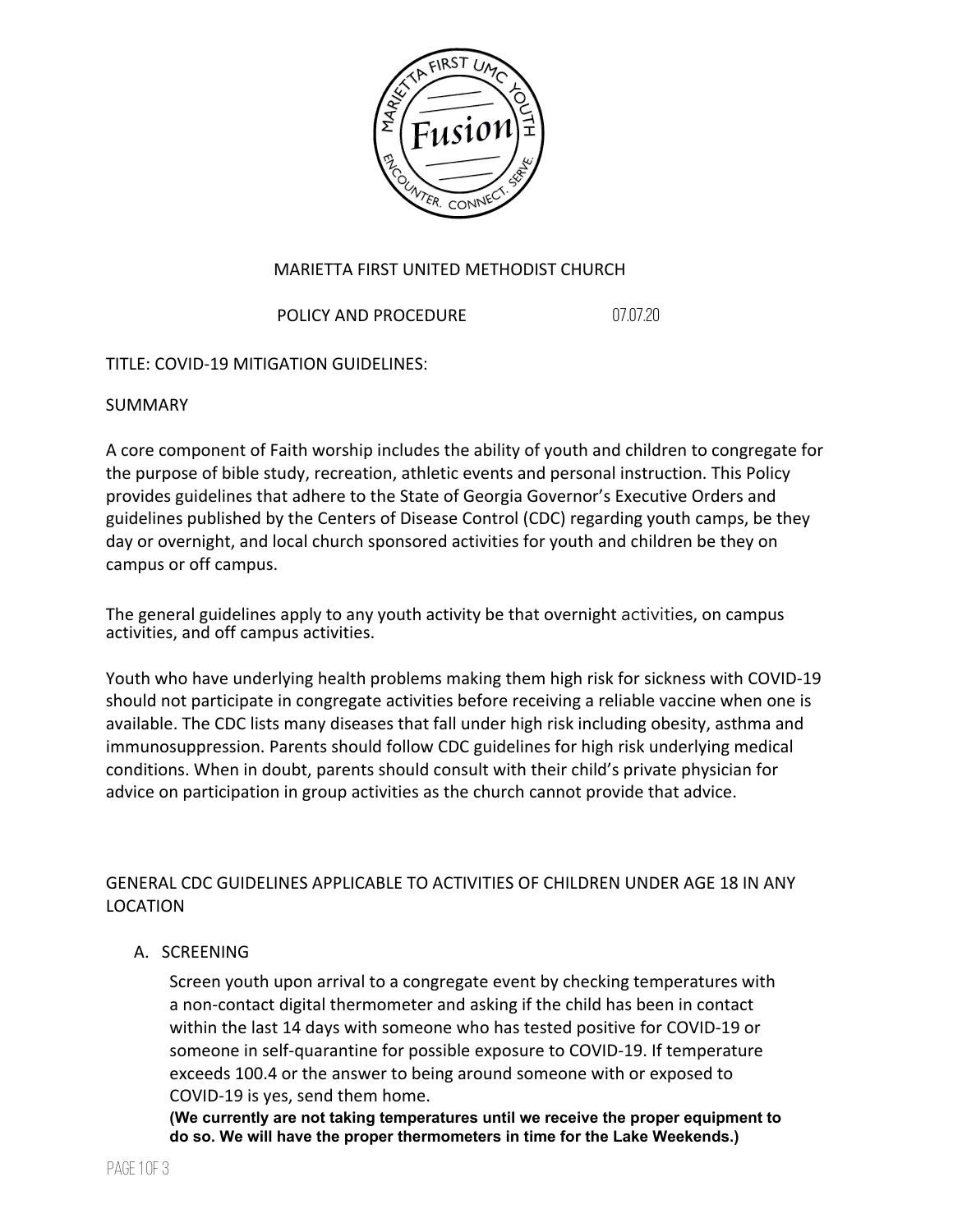MARIETTA FIRST UNITED METHODIST CHURCH

POLICY AND PROCEDURE 07.07.20

TITLE: COVID-19 MITIGATION GUIDELINES:

SUMMARY

A core component of Faith worship includes the ability of youth and children to congregate for the purpose of bible study, recreation, athletic events and personal instruction. This Policy provides guidelines that adhere to the State of Georgia Governor's Executive Orders and guidelines published by the Centers of Disease Control (CDC) regarding youth camps, be they day or overnight, and local church sponsored activities for youth and children be they on campus or off campus.

The general guidelines apply to any youth activity be that overnight activities, on campus activities, and off campus activities.

Youth who have underlying health problems making them high risk for sickness with COVID-19 should not participate in congregate activities before receiving a reliable vaccine when one is available. The CDC lists many diseases that fall under high risk including obesity, asthma and immunosuppression. Parents should follow CDC guidelines for high risk underlying medical conditions. When in doubt, parents should consult with their child's private physician for advice on participation in group activities as the church cannot provide that advice.

GENERAL CDC GUIDELINES APPLICABLE TO ACTIVITIES OF CHILDREN UNDER AGE 18 IN ANY LOCATION

A. SCREENING

Screen youth upon arrival to a congregate event by checking temperatures with a non-contact digital thermometer and asking if the child has been in contact within the last 14 days with someone who has tested positive for COVID-19 or someone in self-quarantine for possible exposure to COVID-19. If temperature exceeds 100.4 or the answer to being around someone with or exposed to COVID-19 is yes, send them home.

**(We currently are not taking temperatures until we receive the proper equipment to do so. We will have the proper thermometers in time for the Lake Weekends.)**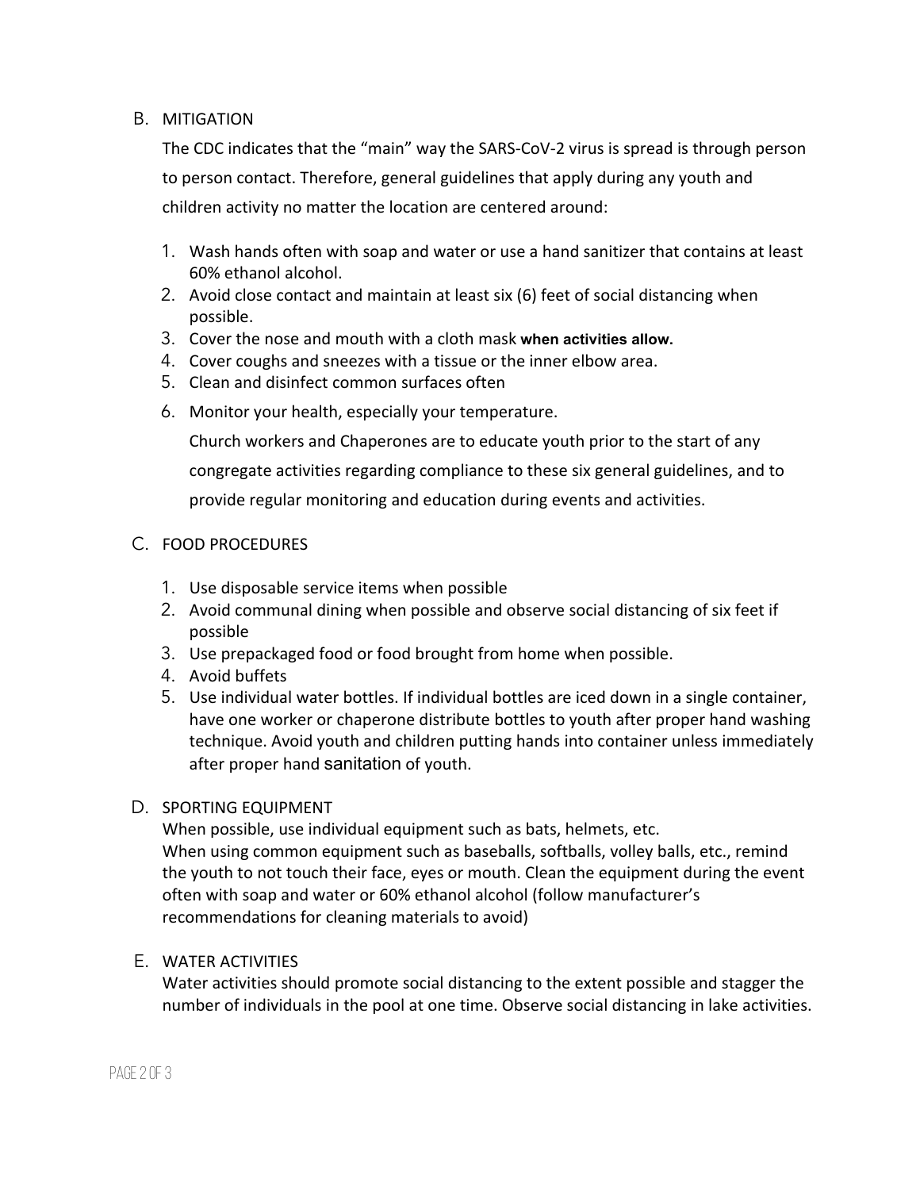## B. MITIGATION

The CDC indicates that the “main” way the SARS-CoV-2 virus is spread is through person to person contact. Therefore, general guidelines that apply during any youth and children activity no matter the location are centered around:

1. Wash hands often with soap and water or use a hand sanitizer that contains at least 60% ethanol alcohol.
2. Avoid close contact and maintain at least six (6) feet of social distancing when possible.
3. Cover the nose and mouth with a cloth mask **when activities allow.**
4. Cover coughs and sneezes with a tissue or the inner elbow area.
5. Clean and disinfect common surfaces often
6. Monitor your health, especially your temperature.

   Church workers and Chaperones are to educate youth prior to the start of any congregate activities regarding compliance to these six general guidelines, and to provide regular monitoring and education during events and activities.

## C. FOOD PROCEDURES

1. Use disposable service items when possible
2. Avoid communal dining when possible and observe social distancing of six feet if possible
3. Use prepackaged food or food brought from home when possible.
4. Avoid buffets
5. Use individual water bottles. If individual bottles are iced down in a single container, have one worker or chaperone distribute bottles to youth after proper hand washing technique. Avoid youth and children putting hands into container unless immediately after proper hand sanitation of youth.

## D. SPORTING EQUIPMENT

When possible, use individual equipment such as bats, helmets, etc.
When using common equipment such as baseballs, softballs, volley balls, etc., remind the youth to not touch their face, eyes or mouth. Clean the equipment during the event often with soap and water or 60% ethanol alcohol (follow manufacturer’s recommendations for cleaning materials to avoid)

## E. WATER ACTIVITIES

Water activities should promote social distancing to the extent possible and stagger the number of individuals in the pool at one time. Observe social distancing in lake activities.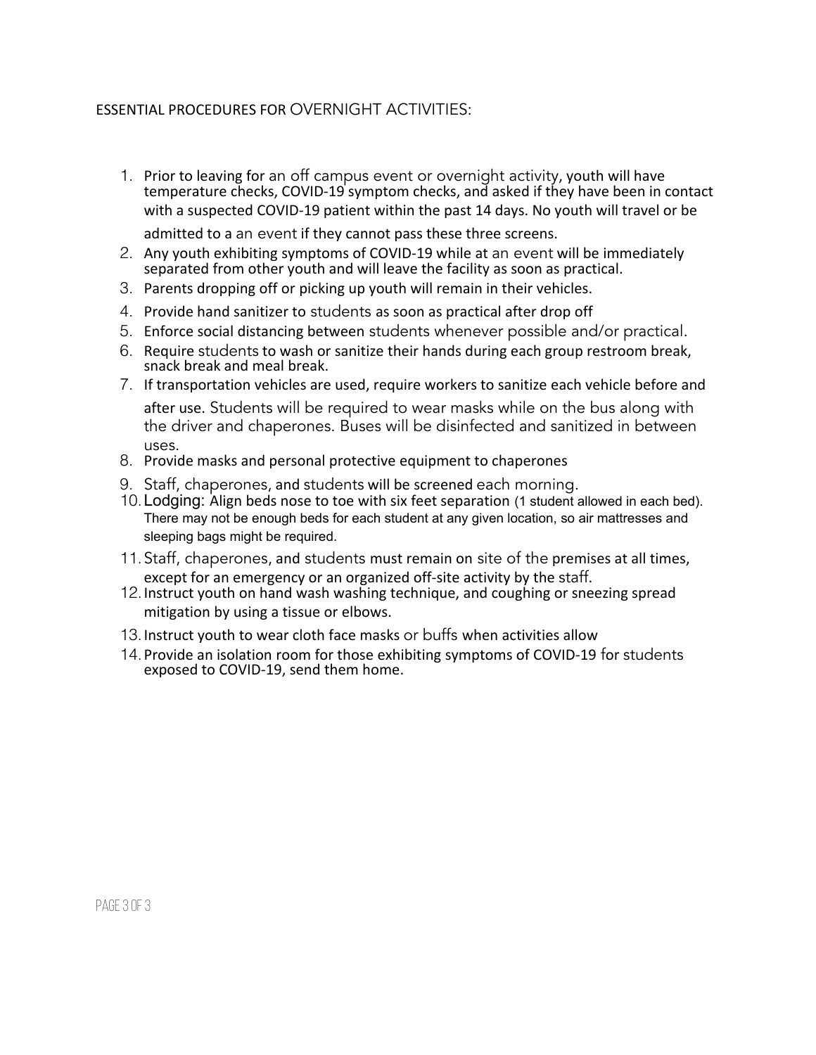## ESSENTIAL PROCEDURES FOR OVERNIGHT ACTIVITIES:

1. Prior to leaving for an off campus event or overnight activity, youth will have temperature checks, COVID-19 symptom checks, and asked if they have been in contact with a suspected COVID-19 patient within the past 14 days. No youth will travel or be admitted to a an event if they cannot pass these three screens.
2. Any youth exhibiting symptoms of COVID-19 while at an event will be immediately separated from other youth and will leave the facility as soon as practical.
3. Parents dropping off or picking up youth will remain in their vehicles.
4. Provide hand sanitizer to students as soon as practical after drop off
5. Enforce social distancing between students whenever possible and/or practical.
6. Require students to wash or sanitize their hands during each group restroom break, snack break and meal break.
7. If transportation vehicles are used, require workers to sanitize each vehicle before and after use. Students will be required to wear masks while on the bus along with the driver and chaperones. Buses will be disinfected and sanitized in between uses.
8. Provide masks and personal protective equipment to chaperones
9. Staff, chaperones, and students will be screened each morning.
10. Lodging: Align beds nose to toe with six feet separation (1 student allowed in each bed). There may not be enough beds for each student at any given location, so air mattresses and sleeping bags might be required.
11. Staff, chaperones, and students must remain on site of the premises at all times, except for an emergency or an organized off-site activity by the staff.
12. Instruct youth on hand wash washing technique, and coughing or sneezing spread mitigation by using a tissue or elbows.
13. Instruct youth to wear cloth face masks or buffs when activities allow
14. Provide an isolation room for those exhibiting symptoms of COVID-19 for students exposed to COVID-19, send them home.